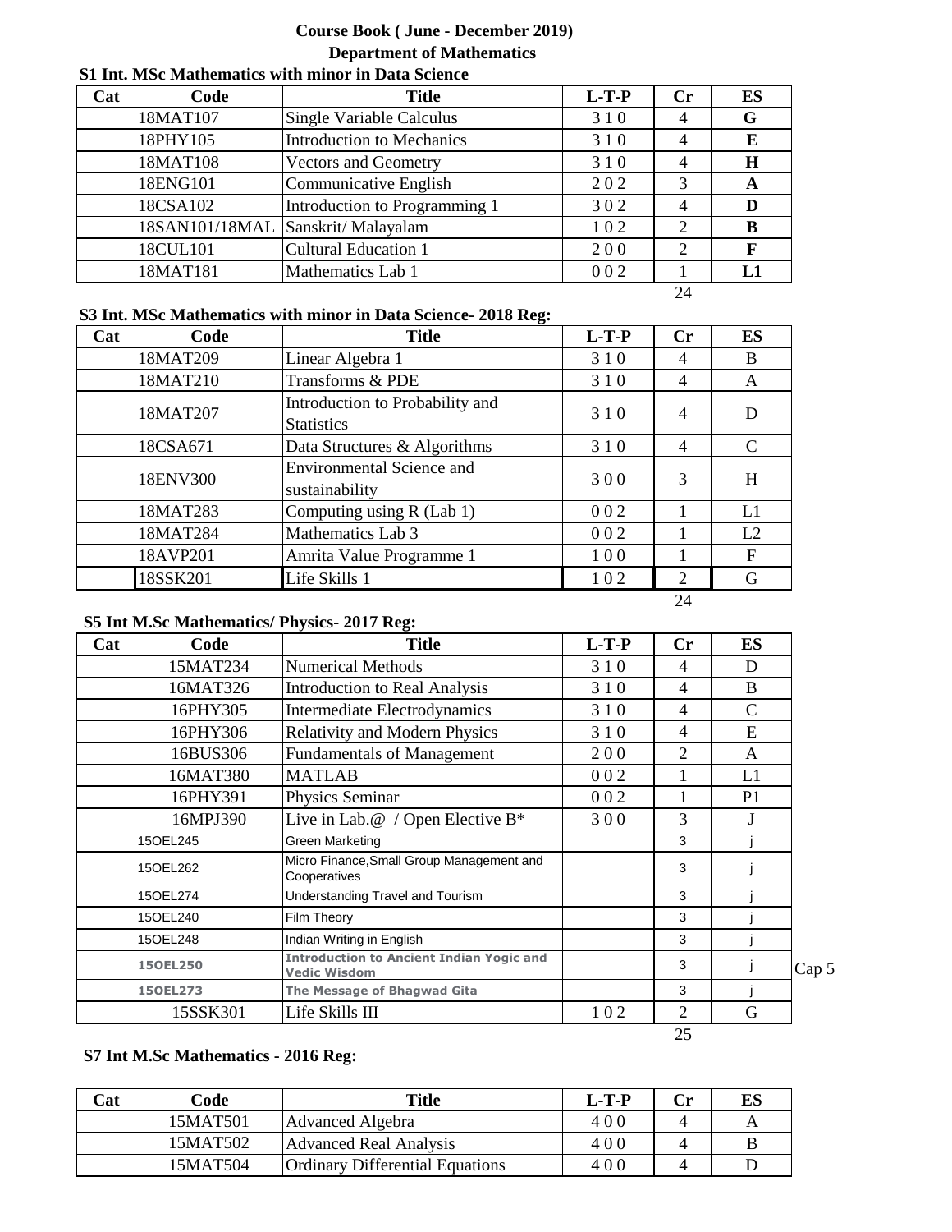# Course Book ( June - December 2019)

## Department of Mathematics

### S1 Int. MSc Mathematics with minor in Data Science

| Cat | Code | Title | L-T-P | Cr | ES |
|---|---|---|---|---|---|
| | 18MAT107 | Single Variable Calculus | 3 1 0 | 4 | **G** |
| | 18PHY105 | Introduction to Mechanics | 3 1 0 | 4 | **E** |
| | 18MAT108 | Vectors and Geometry | 3 1 0 | 4 | **H** |
| | 18ENG101 | Communicative English | 2 0 2 | 3 | **A** |
| | 18CSA102 | Introduction to Programming 1 | 3 0 2 | 4 | **D** |
| | 18SAN101/18MAL | Sanskrit/ Malayalam | 1 0 2 | 2 | **B** |
| | 18CUL101 | Cultural Education 1 | 2 0 0 | 2 | **F** |
| | 18MAT181 | Mathematics Lab 1 | 0 0 2 | 1 | **L1** |
| | | | | 24 | |

### S3 Int. MSc Mathematics with minor in Data Science- 2018 Reg:

| Cat | Code | Title | L-T-P | Cr | ES |
|---|---|---|---|---|---|
| | 18MAT209 | Linear Algebra 1 | 3 1 0 | 4 | B |
| | 18MAT210 | Transforms & PDE | 3 1 0 | 4 | A |
| | 18MAT207 | Introduction to Probability and Statistics | 3 1 0 | 4 | D |
| | 18CSA671 | Data Structures & Algorithms | 3 1 0 | 4 | C |
| | 18ENV300 | Environmental Science and sustainability | 3 0 0 | 3 | H |
| | 18MAT283 | Computing using R (Lab 1) | 0 0 2 | 1 | L1 |
| | 18MAT284 | Mathematics Lab 3 | 0 0 2 | 1 | L2 |
| | 18AVP201 | Amrita Value Programme 1 | 1 0 0 | 1 | F |
| | 18SSK201 | Life Skills 1 | 1 0 2 | 2 | G |
| | | | | 24 | |

### S5 Int M.Sc Mathematics/ Physics- 2017 Reg:

| Cat | Code | Title | L-T-P | Cr | ES | |
|---|---|---|---|---|---|---|
| | 15MAT234 | Numerical Methods | 3 1 0 | 4 | D | |
| | 16MAT326 | Introduction to Real Analysis | 3 1 0 | 4 | B | |
| | 16PHY305 | Intermediate Electrodynamics | 3 1 0 | 4 | C | |
| | 16PHY306 | Relativity and Modern Physics | 3 1 0 | 4 | E | |
| | 16BUS306 | Fundamentals of Management | 2 0 0 | 2 | A | |
| | 16MAT380 | MATLAB | 0 0 2 | 1 | L1 | |
| | 16PHY391 | Physics Seminar | 0 0 2 | 1 | P1 | |
| | 16MPJ390 | Live in Lab.@ / Open Elective B* | 3 0 0 | 3 | J | |
| | 15OEL245 | Green Marketing | | 3 | j | |
| | 15OEL262 | Micro Finance,Small Group Management and Cooperatives | | 3 | j | |
| | 15OEL274 | Understanding Travel and Tourism | | 3 | j | |
| | 15OEL240 | Film Theory | | 3 | j | |
| | 15OEL248 | Indian Writing in English | | 3 | j | |
| | **15OEL250** | **Introduction to Ancient Indian Yogic and Vedic Wisdom** | | 3 | j | Cap 5 |
| | **15OEL273** | **The Message of Bhagwad Gita** | | 3 | j | |
| | 15SSK301 | Life Skills III | 1 0 2 | 2 | G | |
| | | | | 25 | | |

### S7 Int M.Sc Mathematics - 2016 Reg:

| Cat | Code | Title | L-T-P | Cr | ES |
|---|---|---|---|---|---|
| | 15MAT501 | Advanced Algebra | 4 0 0 | 4 | A |
| | 15MAT502 | Advanced Real Analysis | 4 0 0 | 4 | B |
| | 15MAT504 | Ordinary Differential Equations | 4 0 0 | 4 | D |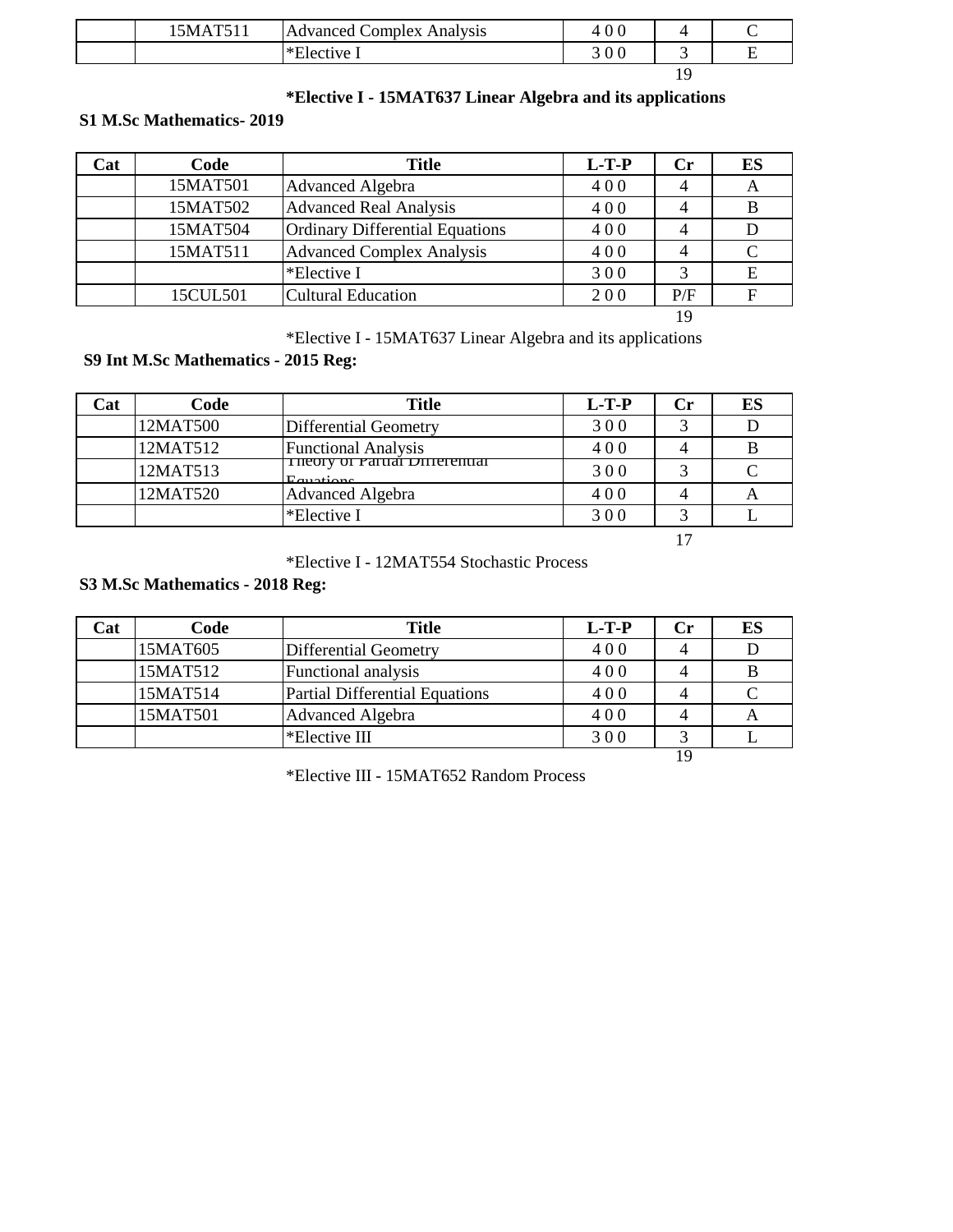| | | | | | |
|---|---|---|---|---|---|
| | 15MAT511 | Advanced Complex Analysis | 4 0 0 | 4 | C |
| | | *Elective I | 3 0 0 | 3 | E |
| | | | | 19 | |

**\*Elective I - 15MAT637 Linear Algebra and its applications**

**S1 M.Sc Mathematics- 2019**

| Cat | Code | Title | L-T-P | Cr | ES |
|---|---|---|---|---|---|
| | 15MAT501 | Advanced Algebra | 4 0 0 | 4 | A |
| | 15MAT502 | Advanced Real Analysis | 4 0 0 | 4 | B |
| | 15MAT504 | Ordinary Differential Equations | 4 0 0 | 4 | D |
| | 15MAT511 | Advanced Complex Analysis | 4 0 0 | 4 | C |
| | | *Elective I | 3 0 0 | 3 | E |
| | 15CUL501 | Cultural Education | 2 0 0 | P/F | F |
| | | | | 19 | |

*Elective I - 15MAT637 Linear Algebra and its applications

**S9 Int M.Sc Mathematics - 2015 Reg:**

| Cat | Code | Title | L-T-P | Cr | ES |
|---|---|---|---|---|---|
| | 12MAT500 | Differential Geometry | 3 0 0 | 3 | D |
| | 12MAT512 | Functional Analysis | 4 0 0 | 4 | B |
| | 12MAT513 | Theory of Partial Differential Equations | 3 0 0 | 3 | C |
| | 12MAT520 | Advanced Algebra | 4 0 0 | 4 | A |
| | | *Elective I | 3 0 0 | 3 | L |
| | | | | 17 | |

*Elective I - 12MAT554 Stochastic Process

**S3 M.Sc Mathematics - 2018 Reg:**

| Cat | Code | Title | L-T-P | Cr | ES |
|---|---|---|---|---|---|
| | 15MAT605 | Differential Geometry | 4 0 0 | 4 | D |
| | 15MAT512 | Functional analysis | 4 0 0 | 4 | B |
| | 15MAT514 | Partial Differential Equations | 4 0 0 | 4 | C |
| | 15MAT501 | Advanced Algebra | 4 0 0 | 4 | A |
| | | *Elective III | 3 0 0 | 3 | L |
| | | | | 19 | |

*Elective III - 15MAT652 Random Process